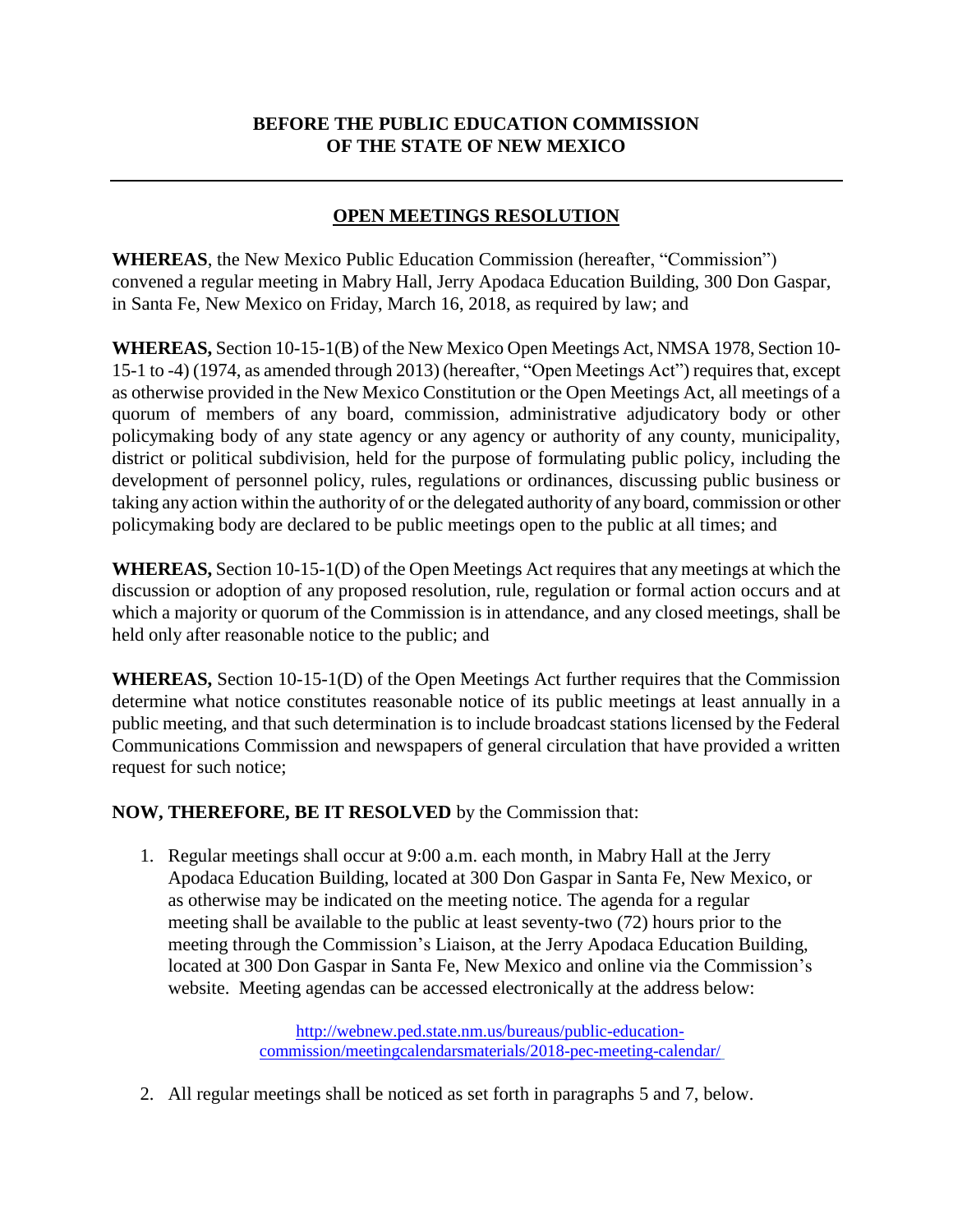**BEFORE THE PUBLIC EDUCATION COMMISSION**
**OF THE STATE OF NEW MEXICO**

---

## OPEN MEETINGS RESOLUTION

**WHEREAS**, the New Mexico Public Education Commission (hereafter, "Commission") convened a regular meeting in Mabry Hall, Jerry Apodaca Education Building, 300 Don Gaspar, in Santa Fe, New Mexico on Friday, March 16, 2018, as required by law; and

**WHEREAS,** Section 10-15-1(B) of the New Mexico Open Meetings Act, NMSA 1978, Section 10-15-1 to -4) (1974, as amended through 2013) (hereafter, "Open Meetings Act") requires that, except as otherwise provided in the New Mexico Constitution or the Open Meetings Act, all meetings of a quorum of members of any board, commission, administrative adjudicatory body or other policymaking body of any state agency or any agency or authority of any county, municipality, district or political subdivision, held for the purpose of formulating public policy, including the development of personnel policy, rules, regulations or ordinances, discussing public business or taking any action within the authority of or the delegated authority of any board, commission or other policymaking body are declared to be public meetings open to the public at all times; and

**WHEREAS,** Section 10-15-1(D) of the Open Meetings Act requires that any meetings at which the discussion or adoption of any proposed resolution, rule, regulation or formal action occurs and at which a majority or quorum of the Commission is in attendance, and any closed meetings, shall be held only after reasonable notice to the public; and

**WHEREAS,** Section 10-15-1(D) of the Open Meetings Act further requires that the Commission determine what notice constitutes reasonable notice of its public meetings at least annually in a public meeting, and that such determination is to include broadcast stations licensed by the Federal Communications Commission and newspapers of general circulation that have provided a written request for such notice;

**NOW, THEREFORE, BE IT RESOLVED** by the Commission that:

1. Regular meetings shall occur at 9:00 a.m. each month, in Mabry Hall at the Jerry Apodaca Education Building, located at 300 Don Gaspar in Santa Fe, New Mexico, or as otherwise may be indicated on the meeting notice. The agenda for a regular meeting shall be available to the public at least seventy-two (72) hours prior to the meeting through the Commission's Liaison, at the Jerry Apodaca Education Building, located at 300 Don Gaspar in Santa Fe, New Mexico and online via the Commission's website. Meeting agendas can be accessed electronically at the address below:

   http://webnew.ped.state.nm.us/bureaus/public-education-commission/meetingcalendarsmaterials/2018-pec-meeting-calendar/

2. All regular meetings shall be noticed as set forth in paragraphs 5 and 7, below.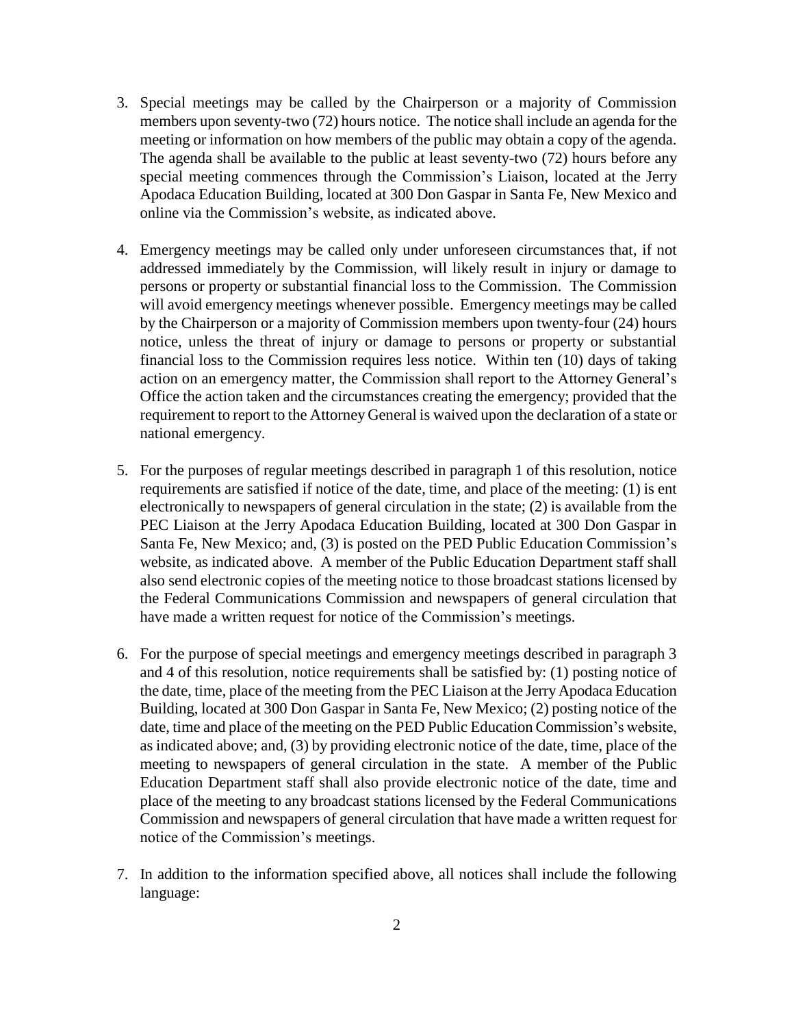3. Special meetings may be called by the Chairperson or a majority of Commission members upon seventy-two (72) hours notice. The notice shall include an agenda for the meeting or information on how members of the public may obtain a copy of the agenda. The agenda shall be available to the public at least seventy-two (72) hours before any special meeting commences through the Commission's Liaison, located at the Jerry Apodaca Education Building, located at 300 Don Gaspar in Santa Fe, New Mexico and online via the Commission's website, as indicated above.

4. Emergency meetings may be called only under unforeseen circumstances that, if not addressed immediately by the Commission, will likely result in injury or damage to persons or property or substantial financial loss to the Commission. The Commission will avoid emergency meetings whenever possible. Emergency meetings may be called by the Chairperson or a majority of Commission members upon twenty-four (24) hours notice, unless the threat of injury or damage to persons or property or substantial financial loss to the Commission requires less notice. Within ten (10) days of taking action on an emergency matter, the Commission shall report to the Attorney General's Office the action taken and the circumstances creating the emergency; provided that the requirement to report to the Attorney General is waived upon the declaration of a state or national emergency.

5. For the purposes of regular meetings described in paragraph 1 of this resolution, notice requirements are satisfied if notice of the date, time, and place of the meeting: (1) is ent electronically to newspapers of general circulation in the state; (2) is available from the PEC Liaison at the Jerry Apodaca Education Building, located at 300 Don Gaspar in Santa Fe, New Mexico; and, (3) is posted on the PED Public Education Commission's website, as indicated above. A member of the Public Education Department staff shall also send electronic copies of the meeting notice to those broadcast stations licensed by the Federal Communications Commission and newspapers of general circulation that have made a written request for notice of the Commission's meetings.

6. For the purpose of special meetings and emergency meetings described in paragraph 3 and 4 of this resolution, notice requirements shall be satisfied by: (1) posting notice of the date, time, place of the meeting from the PEC Liaison at the Jerry Apodaca Education Building, located at 300 Don Gaspar in Santa Fe, New Mexico; (2) posting notice of the date, time and place of the meeting on the PED Public Education Commission's website, as indicated above; and, (3) by providing electronic notice of the date, time, place of the meeting to newspapers of general circulation in the state. A member of the Public Education Department staff shall also provide electronic notice of the date, time and place of the meeting to any broadcast stations licensed by the Federal Communications Commission and newspapers of general circulation that have made a written request for notice of the Commission's meetings.

7. In addition to the information specified above, all notices shall include the following language: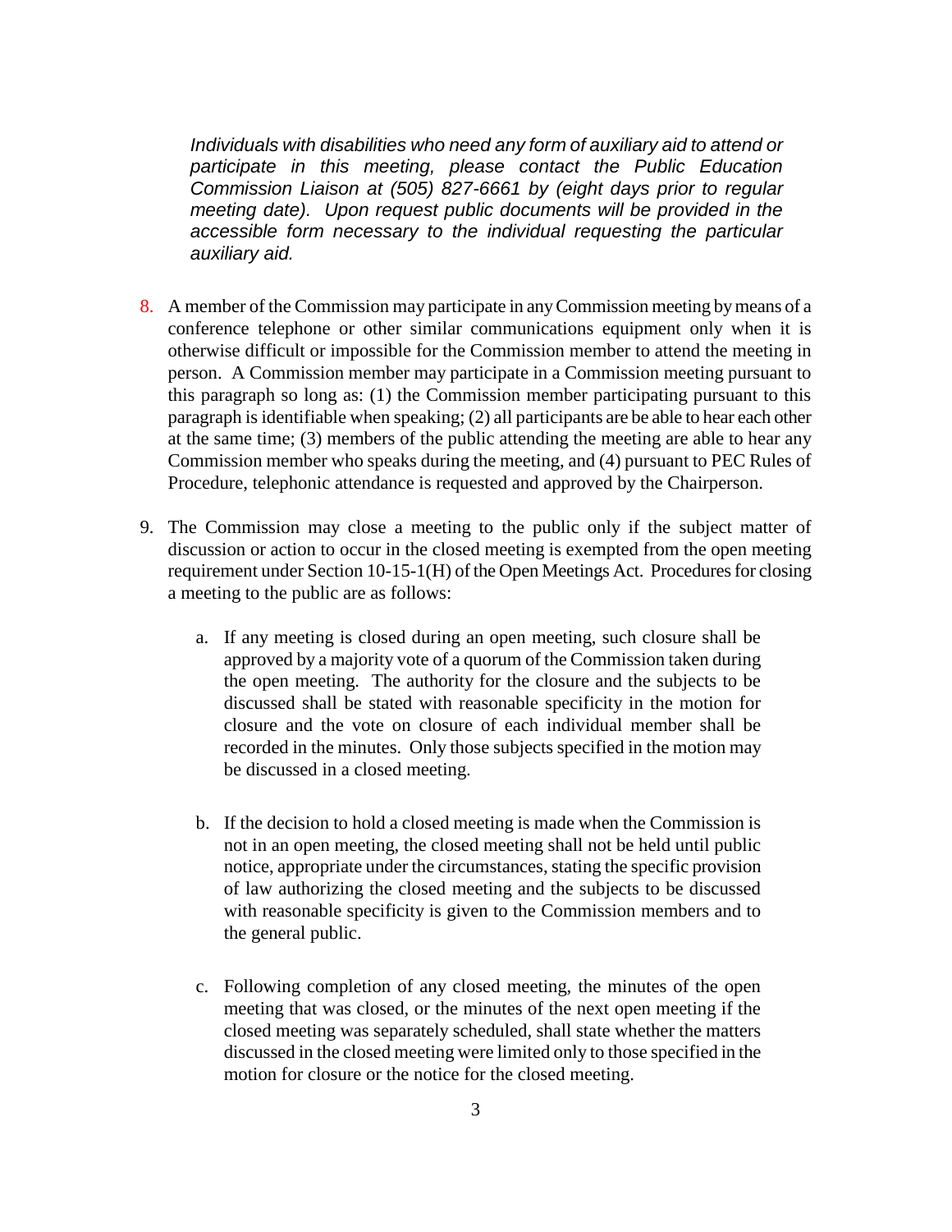*Individuals with disabilities who need any form of auxiliary aid to attend or participate in this meeting, please contact the Public Education Commission Liaison at (505) 827-6661 by (eight days prior to regular meeting date). Upon request public documents will be provided in the accessible form necessary to the individual requesting the particular auxiliary aid.*

8. A member of the Commission may participate in any Commission meeting by means of a conference telephone or other similar communications equipment only when it is otherwise difficult or impossible for the Commission member to attend the meeting in person. A Commission member may participate in a Commission meeting pursuant to this paragraph so long as: (1) the Commission member participating pursuant to this paragraph is identifiable when speaking; (2) all participants are be able to hear each other at the same time; (3) members of the public attending the meeting are able to hear any Commission member who speaks during the meeting, and (4) pursuant to PEC Rules of Procedure, telephonic attendance is requested and approved by the Chairperson.

9. The Commission may close a meeting to the public only if the subject matter of discussion or action to occur in the closed meeting is exempted from the open meeting requirement under Section 10-15-1(H) of the Open Meetings Act. Procedures for closing a meeting to the public are as follows:

   a. If any meeting is closed during an open meeting, such closure shall be approved by a majority vote of a quorum of the Commission taken during the open meeting. The authority for the closure and the subjects to be discussed shall be stated with reasonable specificity in the motion for closure and the vote on closure of each individual member shall be recorded in the minutes. Only those subjects specified in the motion may be discussed in a closed meeting.

   b. If the decision to hold a closed meeting is made when the Commission is not in an open meeting, the closed meeting shall not be held until public notice, appropriate under the circumstances, stating the specific provision of law authorizing the closed meeting and the subjects to be discussed with reasonable specificity is given to the Commission members and to the general public.

   c. Following completion of any closed meeting, the minutes of the open meeting that was closed, or the minutes of the next open meeting if the closed meeting was separately scheduled, shall state whether the matters discussed in the closed meeting were limited only to those specified in the motion for closure or the notice for the closed meeting.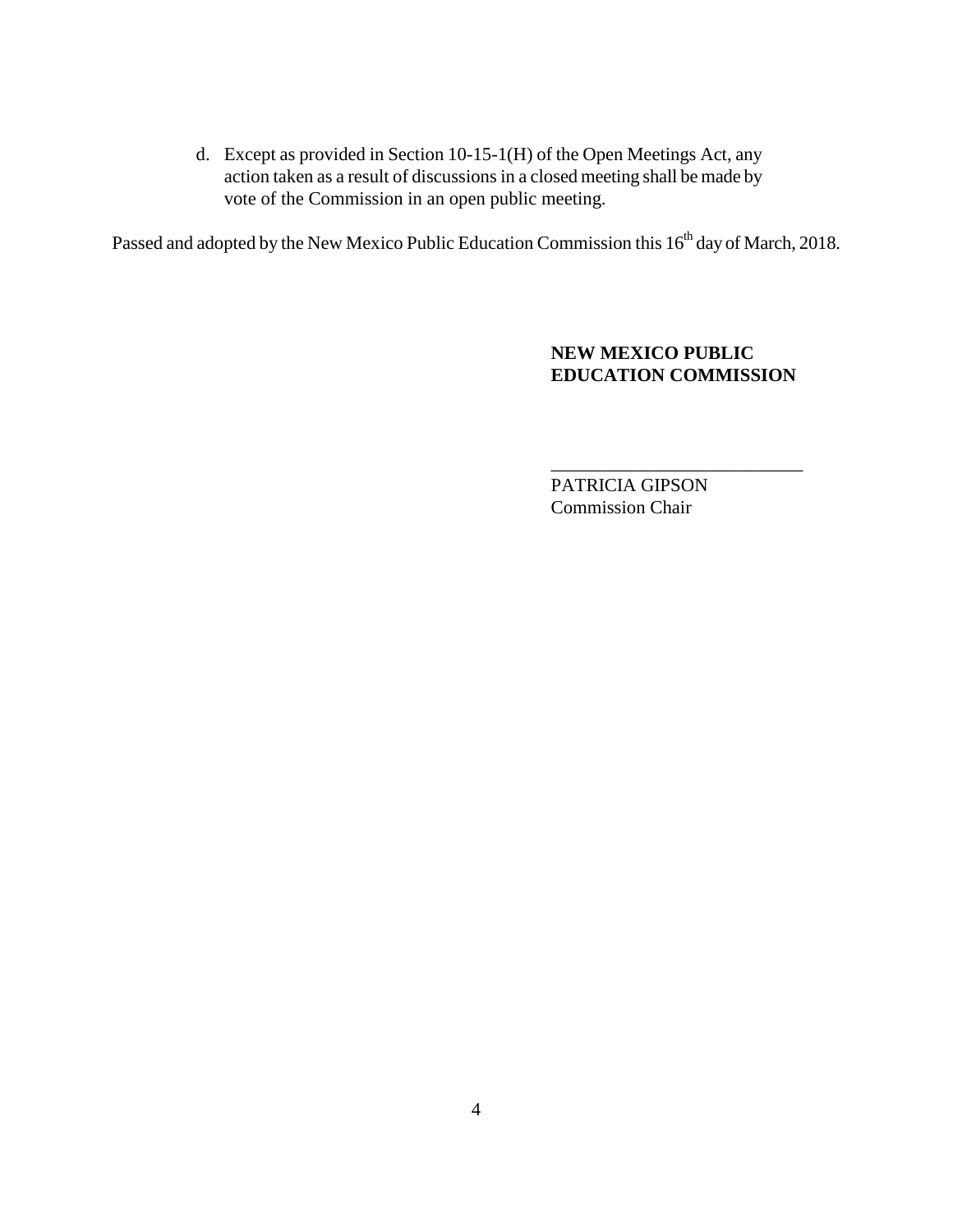d. Except as provided in Section 10-15-1(H) of the Open Meetings Act, any action taken as a result of discussions in a closed meeting shall be made by vote of the Commission in an open public meeting.

Passed and adopted by the New Mexico Public Education Commission this 16th day of March, 2018.

**NEW MEXICO PUBLIC EDUCATION COMMISSION**

\_\_\_\_\_\_\_\_\_\_\_\_\_\_\_\_\_\_\_\_\_\_\_\_\_\_\_\_

PATRICIA GIPSON
Commission Chair